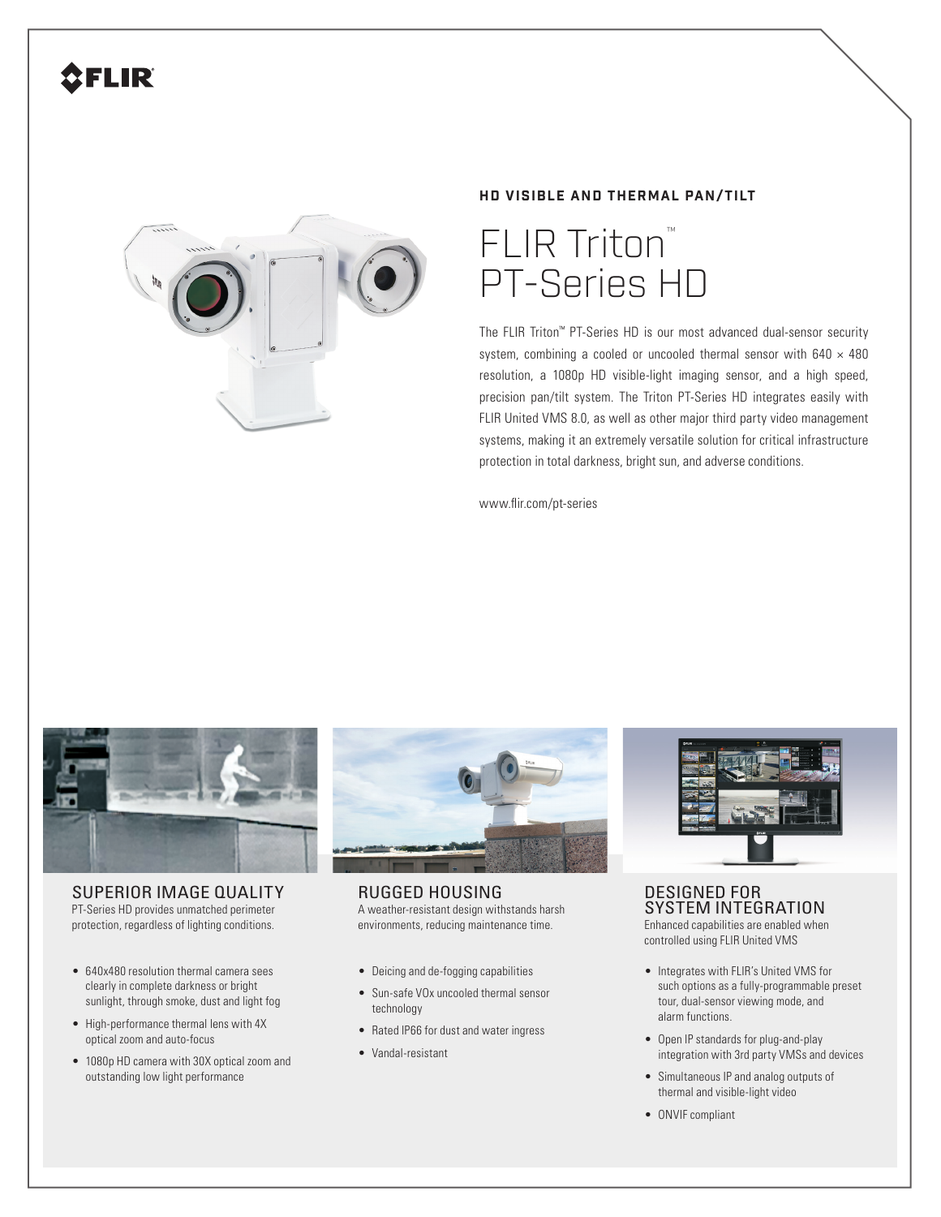FLIR

**HD VISIBLE AND THERMAL PAN/TILT**

# FLIR Triton™ PT-Series HD

The FLIR Triton™ PT-Series HD is our most advanced dual-sensor security system, combining a cooled or uncooled thermal sensor with 640 × 480 resolution, a 1080p HD visible-light imaging sensor, and a high speed, precision pan/tilt system. The Triton PT-Series HD integrates easily with FLIR United VMS 8.0, as well as other major third party video management systems, making it an extremely versatile solution for critical infrastructure protection in total darkness, bright sun, and adverse conditions.

www.flir.com/pt-series

## SUPERIOR IMAGE QUALITY

PT-Series HD provides unmatched perimeter protection, regardless of lighting conditions.

- 640x480 resolution thermal camera sees clearly in complete darkness or bright sunlight, through smoke, dust and light fog
- High-performance thermal lens with 4X optical zoom and auto-focus
- 1080p HD camera with 30X optical zoom and outstanding low light performance

## RUGGED HOUSING

A weather-resistant design withstands harsh environments, reducing maintenance time.

- Deicing and de-fogging capabilities
- Sun-safe VOx uncooled thermal sensor technology
- Rated IP66 for dust and water ingress
- Vandal-resistant

## DESIGNED FOR SYSTEM INTEGRATION

Enhanced capabilities are enabled when controlled using FLIR United VMS

- Integrates with FLIR's United VMS for such options as a fully-programmable preset tour, dual-sensor viewing mode, and alarm functions.
- Open IP standards for plug-and-play integration with 3rd party VMSs and devices
- Simultaneous IP and analog outputs of thermal and visible-light video
- ONVIF compliant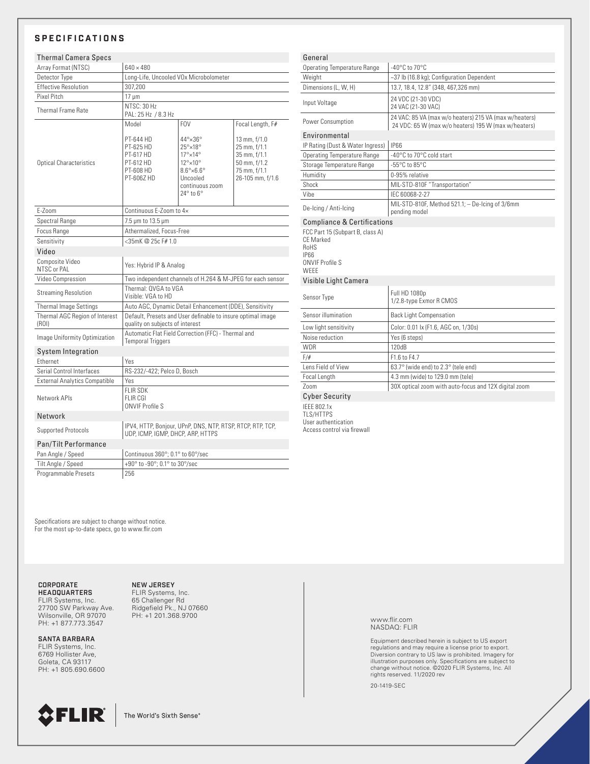## SPECIFICATIONS

### Thermal Camera Specs

| | | | |
|---|---|---|---|
| Array Format (NTSC) | 640 × 480 | | |
| Detector Type | Long-Life, Uncooled VOx Microbolometer | | |
| Effective Resolution | 307,200 | | |
| Pixel Pitch | 17 µm | | |
| Thermal Frame Rate | NTSC: 30 Hz<br>PAL: 25 Hz / 8.3 Hz | | |
| Optical Characteristics | Model | FOV | Focal Length, F# |
| | PT-644 HD | 44°×36° | 13 mm, f/1.0 |
| | PT-625 HD | 25°×18° | 25 mm, f/1.1 |
| | PT-617 HD | 17°×14° | 35 mm, f/1.1 |
| | PT-612 HD | 12°×10° | 50 mm, f/1.2 |
| | PT-608 HD | 8.6°×6.6° | 75 mm, f/1.1 |
| | PT-606Z HD | Uncooled continuous zoom 24° to 6° | 26-105 mm, f/1.6 |
| E-Zoom | Continuous E-Zoom to 4× | | |
| Spectral Range | 7.5 µm to 13.5 µm | | |
| Focus Range | Athermalized, Focus-Free | | |
| Sensitivity | <35mK @ 25c F# 1.0 | | |

### Video

| | |
|---|---|
| Composite Video NTSC or PAL | Yes: Hybrid IP & Analog |
| Video Compression | Two independent channels of H.264 & M-JPEG for each sensor |
| Streaming Resolution | Thermal: QVGA to VGA<br>Visible: VGA to HD |
| Thermal Image Settings | Auto AGC, Dynamic Detail Enhancement (DDE), Sensitivity |
| Thermal AGC Region of Interest (ROI) | Default, Presets and User definable to insure optimal image quality on subjects of interest |
| Image Uniformity Optimization | Automatic Flat Field Correction (FFC) - Thermal and Temporal Triggers |

### System Integration

| | |
|---|---|
| Ethernet | Yes |
| Serial Control Interfaces | RS-232/-422; Pelco D, Bosch |
| External Analytics Compatible | Yes |
| Network APIs | FLIR SDK<br>FLIR CGI<br>ONVIF Profile S |

### Network

| | |
|---|---|
| Supported Protocols | IPV4, HTTP, Bonjour, UPnP, DNS, NTP, RTSP, RTCP, RTP, TCP, UDP, ICMP, IGMP, DHCP, ARP, HTTPS |

### Pan/Tilt Performance

| | |
|---|---|
| Pan Angle / Speed | Continuous 360°; 0.1° to 60°/sec |
| Tilt Angle / Speed | +90° to -90°; 0.1° to 30°/sec |
| Programmable Presets | 256 |

### General

| | |
|---|---|
| Operating Temperature Range | -40°C to 70°C |
| Weight | ~37 lb (16.8 kg); Configuration Dependent |
| Dimensions (L, W, H) | 13.7, 18.4, 12.8" (348, 467,326 mm) |
| Input Voltage | 24 VDC (21-30 VDC)<br>24 VAC (21-30 VAC) |
| Power Consumption | 24 VAC: 85 VA (max w/o heaters) 215 VA (max w/heaters)<br>24 VDC: 65 W (max w/o heaters) 195 W (max w/heaters) |

### Environmental

| | |
|---|---|
| IP Rating (Dust & Water Ingress) | IP66 |
| Operating Temperature Range | -40°C to 70°C cold start |
| Storage Temperature Range | -55°C to 85°C |
| Humidity | 0-95% relative |
| Shock | MIL-STD-810F "Transportation" |
| Vibe | IEC 60068-2-27 |
| De-Icing / Anti-Icing | MIL-STD-810F, Method 521.1; – De-Icing of 3/6mm pending model |

### Compliance & Certifications

FCC Part 15 (Subpart B, class A)
CE Marked
RoHS
IP66
ONVIF Profile S
WEEE

### Visible Light Camera

| | |
|---|---|
| Sensor Type | Full HD 1080p<br>1/2.8-type Exmor R CMOS |
| Sensor illumination | Back Light Compensation |
| Low light sensitivity | Color: 0.01 lx (F1.6, AGC on, 1/30s) |
| Noise reduction | Yes (6 steps) |
| WDR | 120dB |
| F/# | F1.6 to F4.7 |
| Lens Field of View | 63.7° (wide end) to 2.3° (tele end) |
| Focal Length | 4.3 mm (wide) to 129.0 mm (tele) |
| Zoom | 30X optical zoom with auto-focus and 12X digital zoom |

### Cyber Security

IEEE 802.1x
TLS/HTTPS
User authentication
Access control via firewall

Specifications are subject to change without notice.
For the most up-to-date specs, go to www.flir.com

**CORPORATE HEADQUARTERS**
FLIR Systems, Inc.
27700 SW Parkway Ave.
Wilsonville, OR 97070
PH: +1 877.773.3547

**SANTA BARBARA**
FLIR Systems, Inc.
6769 Hollister Ave,
Goleta, CA 93117
PH: +1 805.690.6600

**NEW JERSEY**
FLIR Systems, Inc.
65 Challenger Rd
Ridgefield Pk., NJ 07660
PH: +1 201.368.9700

www.flir.com
NASDAQ: FLIR

Equipment described herein is subject to US export regulations and may require a license prior to export. Diversion contrary to US law is prohibited. Imagery for illustration purposes only. Specifications are subject to change without notice. ©2020 FLIR Systems, Inc. All rights reserved. 11/2020 rev

20-1419-SEC

FLIR The World's Sixth Sense®